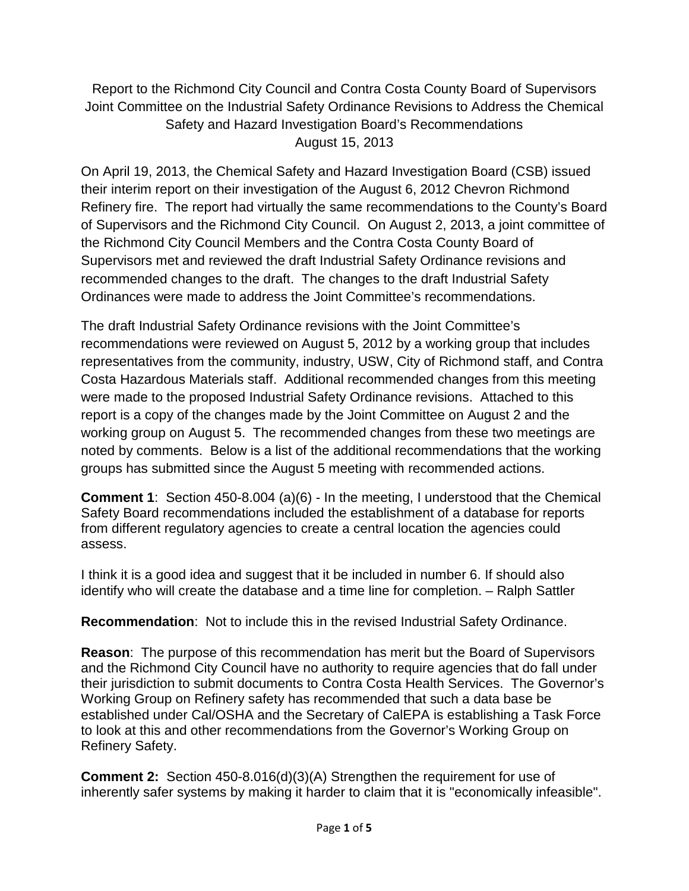Report to the Richmond City Council and Contra Costa County Board of Supervisors Joint Committee on the Industrial Safety Ordinance Revisions to Address the Chemical Safety and Hazard Investigation Board's Recommendations
August 15, 2013

On April 19, 2013, the Chemical Safety and Hazard Investigation Board (CSB) issued their interim report on their investigation of the August 6, 2012 Chevron Richmond Refinery fire. The report had virtually the same recommendations to the County's Board of Supervisors and the Richmond City Council. On August 2, 2013, a joint committee of the Richmond City Council Members and the Contra Costa County Board of Supervisors met and reviewed the draft Industrial Safety Ordinance revisions and recommended changes to the draft. The changes to the draft Industrial Safety Ordinances were made to address the Joint Committee's recommendations.

The draft Industrial Safety Ordinance revisions with the Joint Committee's recommendations were reviewed on August 5, 2012 by a working group that includes representatives from the community, industry, USW, City of Richmond staff, and Contra Costa Hazardous Materials staff. Additional recommended changes from this meeting were made to the proposed Industrial Safety Ordinance revisions. Attached to this report is a copy of the changes made by the Joint Committee on August 2 and the working group on August 5. The recommended changes from these two meetings are noted by comments. Below is a list of the additional recommendations that the working groups has submitted since the August 5 meeting with recommended actions.

**Comment 1**: Section 450-8.004 (a)(6) - In the meeting, I understood that the Chemical Safety Board recommendations included the establishment of a database for reports from different regulatory agencies to create a central location the agencies could assess.

I think it is a good idea and suggest that it be included in number 6. If should also identify who will create the database and a time line for completion. – Ralph Sattler

**Recommendation**: Not to include this in the revised Industrial Safety Ordinance.

**Reason**: The purpose of this recommendation has merit but the Board of Supervisors and the Richmond City Council have no authority to require agencies that do fall under their jurisdiction to submit documents to Contra Costa Health Services. The Governor's Working Group on Refinery safety has recommended that such a data base be established under Cal/OSHA and the Secretary of CalEPA is establishing a Task Force to look at this and other recommendations from the Governor's Working Group on Refinery Safety.

**Comment 2:** Section 450-8.016(d)(3)(A) Strengthen the requirement for use of inherently safer systems by making it harder to claim that it is "economically infeasible".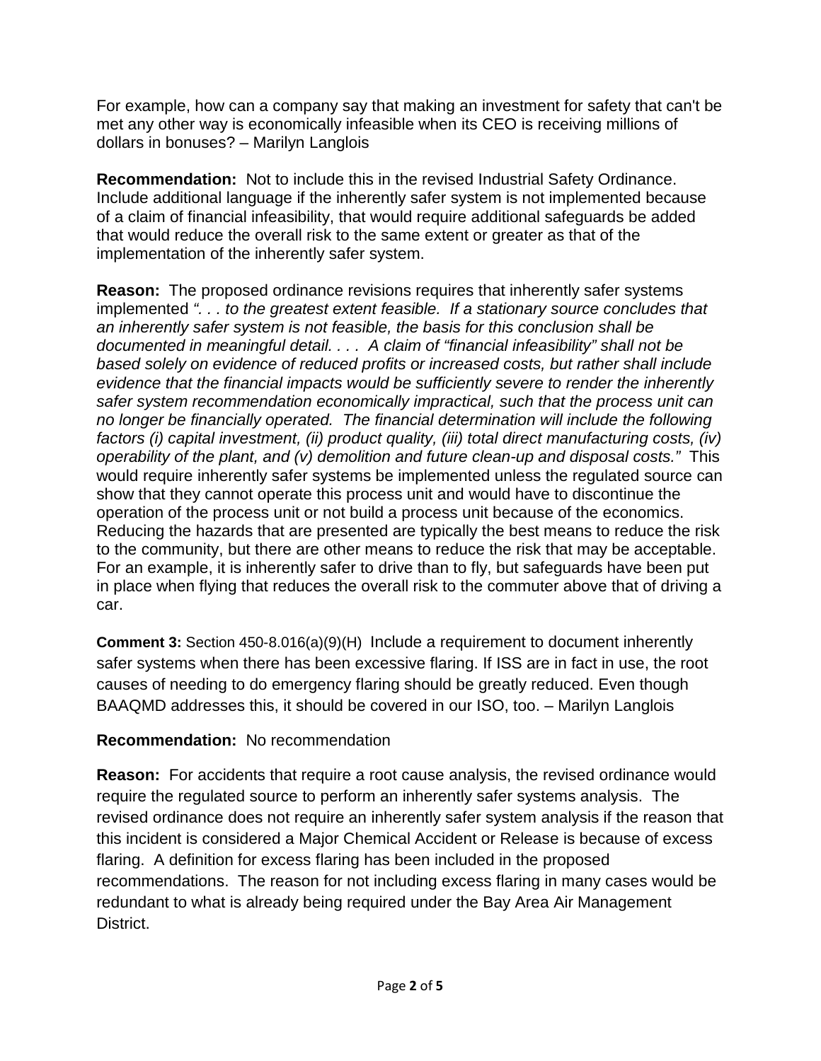For example, how can a company say that making an investment for safety that can't be met any other way is economically infeasible when its CEO is receiving millions of dollars in bonuses? – Marilyn Langlois

**Recommendation:** Not to include this in the revised Industrial Safety Ordinance. Include additional language if the inherently safer system is not implemented because of a claim of financial infeasibility, that would require additional safeguards be added that would reduce the overall risk to the same extent or greater as that of the implementation of the inherently safer system.

**Reason:** The proposed ordinance revisions requires that inherently safer systems implemented *". . . to the greatest extent feasible. If a stationary source concludes that an inherently safer system is not feasible, the basis for this conclusion shall be documented in meaningful detail. . . . A claim of "financial infeasibility" shall not be based solely on evidence of reduced profits or increased costs, but rather shall include evidence that the financial impacts would be sufficiently severe to render the inherently safer system recommendation economically impractical, such that the process unit can no longer be financially operated. The financial determination will include the following factors (i) capital investment, (ii) product quality, (iii) total direct manufacturing costs, (iv) operability of the plant, and (v) demolition and future clean-up and disposal costs."* This would require inherently safer systems be implemented unless the regulated source can show that they cannot operate this process unit and would have to discontinue the operation of the process unit or not build a process unit because of the economics. Reducing the hazards that are presented are typically the best means to reduce the risk to the community, but there are other means to reduce the risk that may be acceptable. For an example, it is inherently safer to drive than to fly, but safeguards have been put in place when flying that reduces the overall risk to the commuter above that of driving a car.

**Comment 3:** Section 450-8.016(a)(9)(H) Include a requirement to document inherently safer systems when there has been excessive flaring. If ISS are in fact in use, the root causes of needing to do emergency flaring should be greatly reduced. Even though BAAQMD addresses this, it should be covered in our ISO, too. – Marilyn Langlois

**Recommendation:** No recommendation

**Reason:** For accidents that require a root cause analysis, the revised ordinance would require the regulated source to perform an inherently safer systems analysis. The revised ordinance does not require an inherently safer system analysis if the reason that this incident is considered a Major Chemical Accident or Release is because of excess flaring. A definition for excess flaring has been included in the proposed recommendations. The reason for not including excess flaring in many cases would be redundant to what is already being required under the Bay Area Air Management District.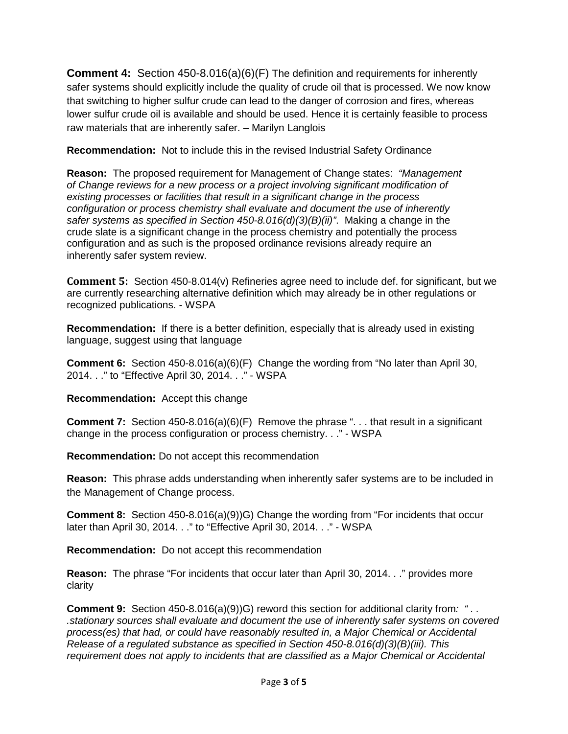**Comment 4:** Section 450-8.016(a)(6)(F) The definition and requirements for inherently safer systems should explicitly include the quality of crude oil that is processed. We now know that switching to higher sulfur crude can lead to the danger of corrosion and fires, whereas lower sulfur crude oil is available and should be used. Hence it is certainly feasible to process raw materials that are inherently safer. – Marilyn Langlois

**Recommendation:** Not to include this in the revised Industrial Safety Ordinance

**Reason:** The proposed requirement for Management of Change states: *"Management of Change reviews for a new process or a project involving significant modification of existing processes or facilities that result in a significant change in the process configuration or process chemistry shall evaluate and document the use of inherently safer systems as specified in Section 450-8.016(d)(3)(B)(ii)"*. Making a change in the crude slate is a significant change in the process chemistry and potentially the process configuration and as such is the proposed ordinance revisions already require an inherently safer system review.

**Comment 5:** Section 450-8.014(v) Refineries agree need to include def. for significant, but we are currently researching alternative definition which may already be in other regulations or recognized publications. - WSPA

**Recommendation:** If there is a better definition, especially that is already used in existing language, suggest using that language

**Comment 6:** Section 450-8.016(a)(6)(F) Change the wording from "No later than April 30, 2014. . ." to "Effective April 30, 2014. . ." - WSPA

**Recommendation:** Accept this change

**Comment 7:** Section 450-8.016(a)(6)(F) Remove the phrase ". . . that result in a significant change in the process configuration or process chemistry. . ." - WSPA

**Recommendation:** Do not accept this recommendation

**Reason:** This phrase adds understanding when inherently safer systems are to be included in the Management of Change process.

**Comment 8:** Section 450-8.016(a)(9))G) Change the wording from "For incidents that occur later than April 30, 2014. . ." to "Effective April 30, 2014. . ." - WSPA

**Recommendation:** Do not accept this recommendation

**Reason:** The phrase "For incidents that occur later than April 30, 2014. . ." provides more clarity

**Comment 9:** Section 450-8.016(a)(9))G) reword this section for additional clarity from*: " . . .stationary sources shall evaluate and document the use of inherently safer systems on covered process(es) that had, or could have reasonably resulted in, a Major Chemical or Accidental Release of a regulated substance as specified in Section 450-8.016(d)(3)(B)(iii). This requirement does not apply to incidents that are classified as a Major Chemical or Accidental*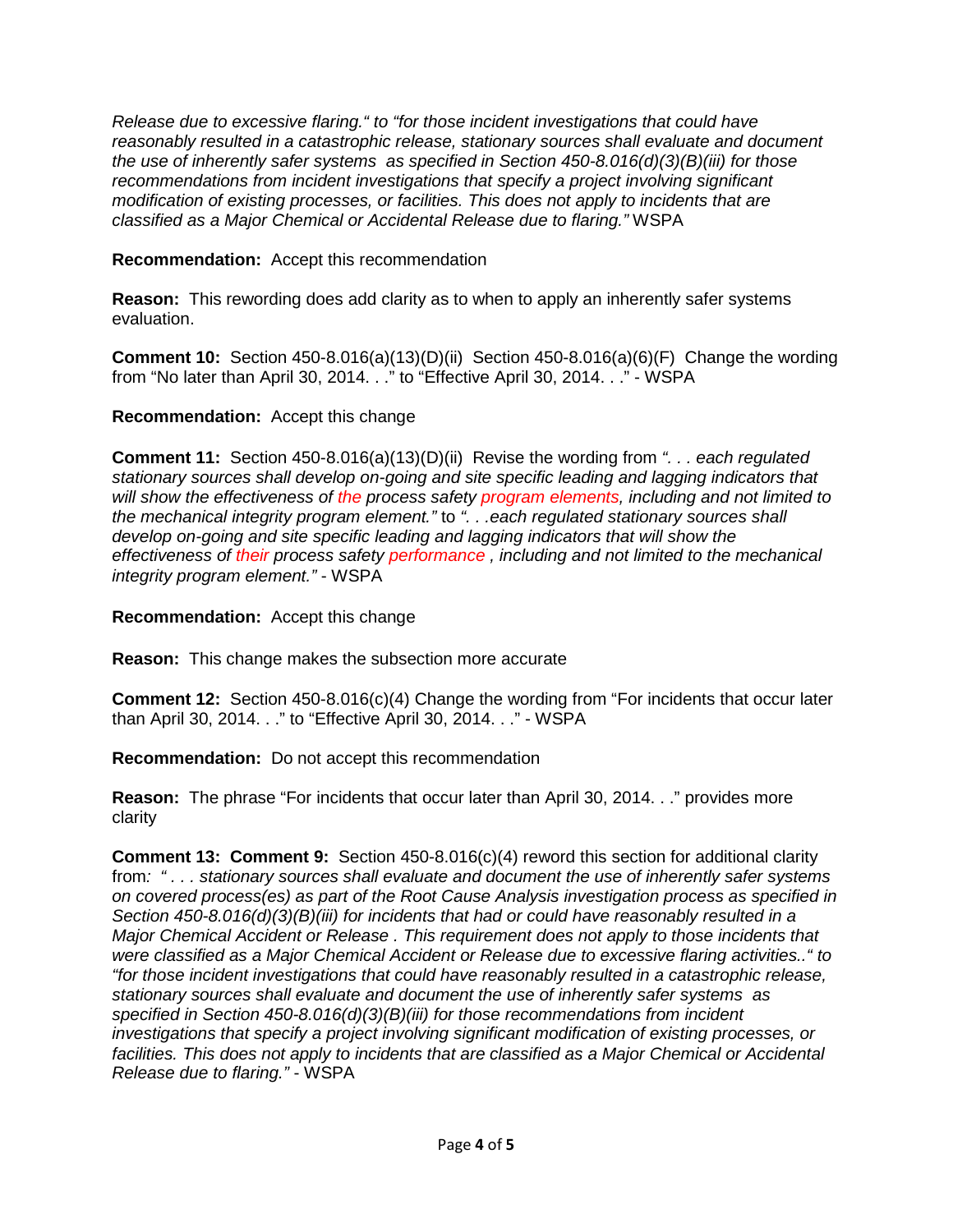*Release due to excessive flaring." to "for those incident investigations that could have reasonably resulted in a catastrophic release, stationary sources shall evaluate and document the use of inherently safer systems as specified in Section 450-8.016(d)(3)(B)(iii) for those recommendations from incident investigations that specify a project involving significant modification of existing processes, or facilities. This does not apply to incidents that are classified as a Major Chemical or Accidental Release due to flaring."* WSPA

**Recommendation:** Accept this recommendation

**Reason:** This rewording does add clarity as to when to apply an inherently safer systems evaluation.

**Comment 10:** Section 450-8.016(a)(13)(D)(ii) Section 450-8.016(a)(6)(F) Change the wording from "No later than April 30, 2014. . ." to "Effective April 30, 2014. . ." - WSPA

**Recommendation:** Accept this change

**Comment 11:** Section 450-8.016(a)(13)(D)(ii) Revise the wording from *". . . each regulated stationary sources shall develop on-going and site specific leading and lagging indicators that will show the effectiveness of the process safety program elements, including and not limited to the mechanical integrity program element."* to *". . .each regulated stationary sources shall develop on-going and site specific leading and lagging indicators that will show the effectiveness of their process safety performance , including and not limited to the mechanical integrity program element."* - WSPA

**Recommendation:** Accept this change

**Reason:** This change makes the subsection more accurate

**Comment 12:** Section 450-8.016(c)(4) Change the wording from "For incidents that occur later than April 30, 2014. . ." to "Effective April 30, 2014. . ." - WSPA

**Recommendation:** Do not accept this recommendation

**Reason:** The phrase "For incidents that occur later than April 30, 2014. . ." provides more clarity

**Comment 13: Comment 9:** Section 450-8.016(c)(4) reword this section for additional clarity from*: " . . . stationary sources shall evaluate and document the use of inherently safer systems on covered process(es) as part of the Root Cause Analysis investigation process as specified in Section 450-8.016(d)(3)(B)(iii) for incidents that had or could have reasonably resulted in a Major Chemical Accident or Release . This requirement does not apply to those incidents that were classified as a Major Chemical Accident or Release due to excessive flaring activities.." to "for those incident investigations that could have reasonably resulted in a catastrophic release, stationary sources shall evaluate and document the use of inherently safer systems as specified in Section 450-8.016(d)(3)(B)(iii) for those recommendations from incident investigations that specify a project involving significant modification of existing processes, or facilities. This does not apply to incidents that are classified as a Major Chemical or Accidental Release due to flaring."* - WSPA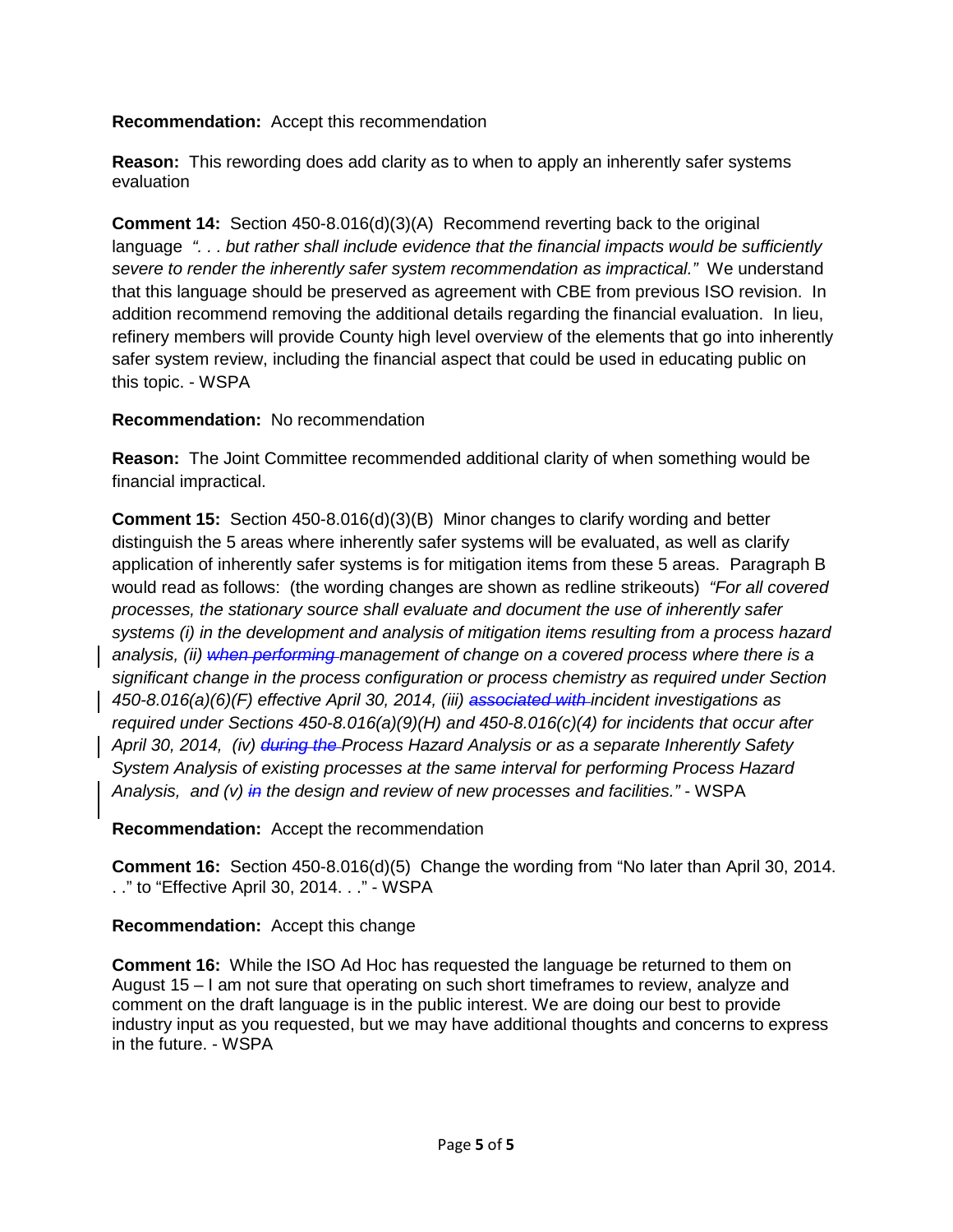**Recommendation:** Accept this recommendation

**Reason:** This rewording does add clarity as to when to apply an inherently safer systems evaluation

**Comment 14:** Section 450-8.016(d)(3)(A) Recommend reverting back to the original language *". . . but rather shall include evidence that the financial impacts would be sufficiently severe to render the inherently safer system recommendation as impractical."* We understand that this language should be preserved as agreement with CBE from previous ISO revision. In addition recommend removing the additional details regarding the financial evaluation. In lieu, refinery members will provide County high level overview of the elements that go into inherently safer system review, including the financial aspect that could be used in educating public on this topic. - WSPA

**Recommendation:** No recommendation

**Reason:** The Joint Committee recommended additional clarity of when something would be financial impractical.

**Comment 15:** Section 450-8.016(d)(3)(B) Minor changes to clarify wording and better distinguish the 5 areas where inherently safer systems will be evaluated, as well as clarify application of inherently safer systems is for mitigation items from these 5 areas. Paragraph B would read as follows: (the wording changes are shown as redline strikeouts) *"For all covered processes, the stationary source shall evaluate and document the use of inherently safer systems (i) in the development and analysis of mitigation items resulting from a process hazard analysis, (ii) ~~when performing~~ management of change on a covered process where there is a significant change in the process configuration or process chemistry as required under Section 450-8.016(a)(6)(F) effective April 30, 2014, (iii) ~~associated with~~ incident investigations as required under Sections 450-8.016(a)(9)(H) and 450-8.016(c)(4) for incidents that occur after April 30, 2014, (iv) ~~during the~~ Process Hazard Analysis or as a separate Inherently Safety System Analysis of existing processes at the same interval for performing Process Hazard Analysis, and (v) ~~in~~ the design and review of new processes and facilities."* - WSPA

**Recommendation:** Accept the recommendation

**Comment 16:** Section 450-8.016(d)(5) Change the wording from "No later than April 30, 2014. . ." to "Effective April 30, 2014. . ." - WSPA

**Recommendation:** Accept this change

**Comment 16:** While the ISO Ad Hoc has requested the language be returned to them on August 15 – I am not sure that operating on such short timeframes to review, analyze and comment on the draft language is in the public interest. We are doing our best to provide industry input as you requested, but we may have additional thoughts and concerns to express in the future. - WSPA